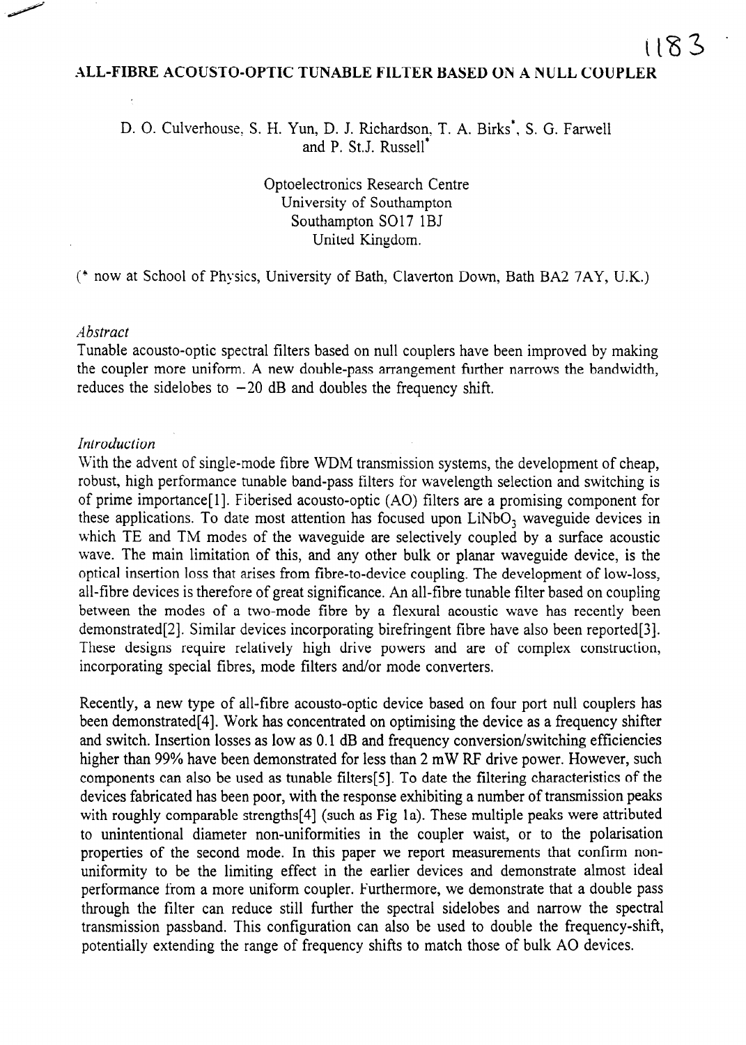# ALL-FIBRE ACOUSTO-OPTIC TUNABLE FILTER BASED ON A NULL COUPLER

D. O. Culverhouse, S. H. Yun, D. J. Richardson, T. A. Birks*, S. G. Farwell and P. St.J. Russell*

Optoelectronics Research Centre
University of Southampton
Southampton SO17 1BJ
United Kingdom.

(* now at School of Physics, University of Bath, Claverton Down, Bath BA2 7AY, U.K.)

*Abstract*

Tunable acousto-optic spectral filters based on null couplers have been improved by making the coupler more uniform. A new double-pass arrangement further narrows the bandwidth, reduces the sidelobes to −20 dB and doubles the frequency shift.

*Introduction*

With the advent of single-mode fibre WDM transmission systems, the development of cheap, robust, high performance tunable band-pass filters for wavelength selection and switching is of prime importance[1]. Fiberised acousto-optic (AO) filters are a promising component for these applications. To date most attention has focused upon $LiNbO_3$ waveguide devices in which TE and TM modes of the waveguide are selectively coupled by a surface acoustic wave. The main limitation of this, and any other bulk or planar waveguide device, is the optical insertion loss that arises from fibre-to-device coupling. The development of low-loss, all-fibre devices is therefore of great significance. An all-fibre tunable filter based on coupling between the modes of a two-mode fibre by a flexural acoustic wave has recently been demonstrated[2]. Similar devices incorporating birefringent fibre have also been reported[3]. These designs require relatively high drive powers and are of complex construction, incorporating special fibres, mode filters and/or mode converters.

Recently, a new type of all-fibre acousto-optic device based on four port null couplers has been demonstrated[4]. Work has concentrated on optimising the device as a frequency shifter and switch. Insertion losses as low as 0.1 dB and frequency conversion/switching efficiencies higher than 99% have been demonstrated for less than 2 mW RF drive power. However, such components can also be used as tunable filters[5]. To date the filtering characteristics of the devices fabricated has been poor, with the response exhibiting a number of transmission peaks with roughly comparable strengths[4] (such as Fig 1a). These multiple peaks were attributed to unintentional diameter non-uniformities in the coupler waist, or to the polarisation properties of the second mode. In this paper we report measurements that confirm non-uniformity to be the limiting effect in the earlier devices and demonstrate almost ideal performance from a more uniform coupler. Furthermore, we demonstrate that a double pass through the filter can reduce still further the spectral sidelobes and narrow the spectral transmission passband. This configuration can also be used to double the frequency-shift, potentially extending the range of frequency shifts to match those of bulk AO devices.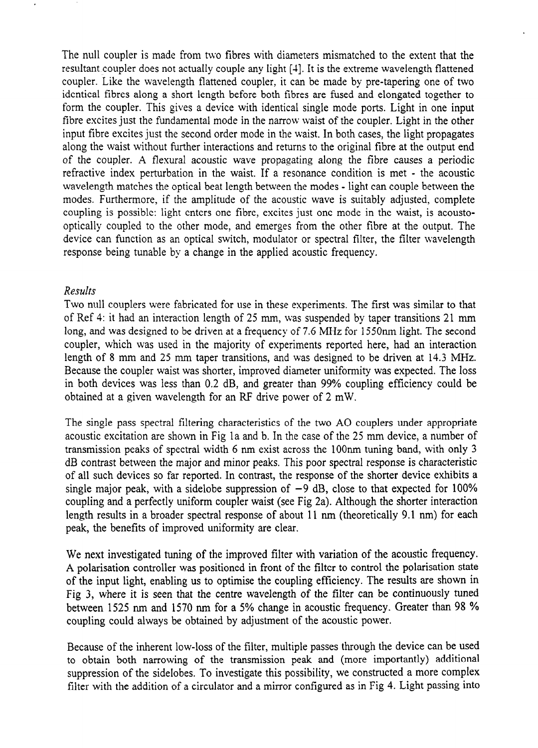The null coupler is made from two fibres with diameters mismatched to the extent that the resultant coupler does not actually couple any light [4]. It is the extreme wavelength flattened coupler. Like the wavelength flattened coupler, it can be made by pre-tapering one of two identical fibres along a short length before both fibres are fused and elongated together to form the coupler. This gives a device with identical single mode ports. Light in one input fibre excites just the fundamental mode in the narrow waist of the coupler. Light in the other input fibre excites just the second order mode in the waist. In both cases, the light propagates along the waist without further interactions and returns to the original fibre at the output end of the coupler. A flexural acoustic wave propagating along the fibre causes a periodic refractive index perturbation in the waist. If a resonance condition is met - the acoustic wavelength matches the optical beat length between the modes - light can couple between the modes. Furthermore, if the amplitude of the acoustic wave is suitably adjusted, complete coupling is possible: light enters one fibre, excites just one mode in the waist, is acousto-optically coupled to the other mode, and emerges from the other fibre at the output. The device can function as an optical switch, modulator or spectral filter, the filter wavelength response being tunable by a change in the applied acoustic frequency.

### *Results*

Two null couplers were fabricated for use in these experiments. The first was similar to that of Ref 4: it had an interaction length of 25 mm, was suspended by taper transitions 21 mm long, and was designed to be driven at a frequency of 7.6 MHz for 1550nm light. The second coupler, which was used in the majority of experiments reported here, had an interaction length of 8 mm and 25 mm taper transitions, and was designed to be driven at 14.3 MHz. Because the coupler waist was shorter, improved diameter uniformity was expected. The loss in both devices was less than 0.2 dB, and greater than 99% coupling efficiency could be obtained at a given wavelength for an RF drive power of 2 mW.

The single pass spectral filtering characteristics of the two AO couplers under appropriate acoustic excitation are shown in Fig 1a and b. In the case of the 25 mm device, a number of transmission peaks of spectral width 6 nm exist across the 100nm tuning band, with only 3 dB contrast between the major and minor peaks. This poor spectral response is characteristic of all such devices so far reported. In contrast, the response of the shorter device exhibits a single major peak, with a sidelobe suppression of $-9$ dB, close to that expected for 100% coupling and a perfectly uniform coupler waist (see Fig 2a). Although the shorter interaction length results in a broader spectral response of about 11 nm (theoretically 9.1 nm) for each peak, the benefits of improved uniformity are clear.

We next investigated tuning of the improved filter with variation of the acoustic frequency. A polarisation controller was positioned in front of the filter to control the polarisation state of the input light, enabling us to optimise the coupling efficiency. The results are shown in Fig 3, where it is seen that the centre wavelength of the filter can be continuously tuned between 1525 nm and 1570 nm for a 5% change in acoustic frequency. Greater than 98 % coupling could always be obtained by adjustment of the acoustic power.

Because of the inherent low-loss of the filter, multiple passes through the device can be used to obtain both narrowing of the transmission peak and (more importantly) additional suppression of the sidelobes. To investigate this possibility, we constructed a more complex filter with the addition of a circulator and a mirror configured as in Fig 4. Light passing into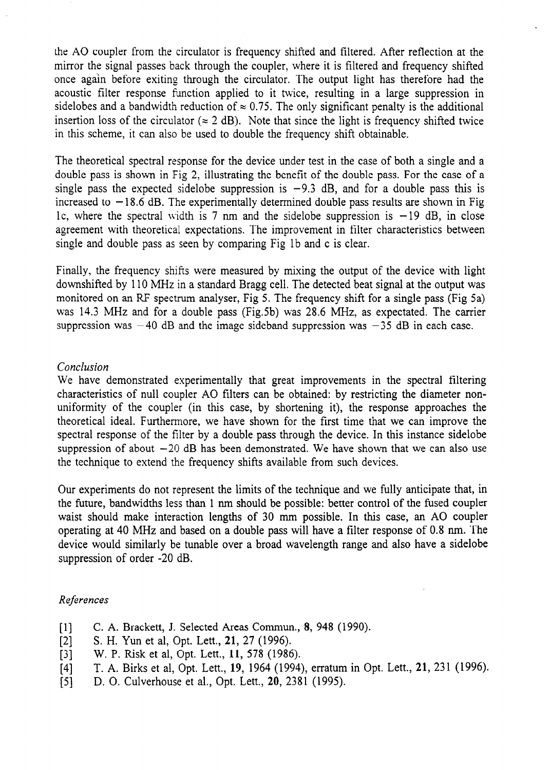the AO coupler from the circulator is frequency shifted and filtered. After reflection at the mirror the signal passes back through the coupler, where it is filtered and frequency shifted once again before exiting through the circulator. The output light has therefore had the acoustic filter response function applied to it twice, resulting in a large suppression in sidelobes and a bandwidth reduction of $\approx 0.75$. The only significant penalty is the additional insertion loss of the circulator ($\approx 2$ dB). Note that since the light is frequency shifted twice in this scheme, it can also be used to double the frequency shift obtainable.

The theoretical spectral response for the device under test in the case of both a single and a double pass is shown in Fig 2, illustrating the benefit of the double pass. For the case of a single pass the expected sidelobe suppression is $-9.3$ dB, and for a double pass this is increased to $-18.6$ dB. The experimentally determined double pass results are shown in Fig 1c, where the spectral width is 7 nm and the sidelobe suppression is $-19$ dB, in close agreement with theoretical expectations. The improvement in filter characteristics between single and double pass as seen by comparing Fig 1b and c is clear.

Finally, the frequency shifts were measured by mixing the output of the device with light downshifted by 110 MHz in a standard Bragg cell. The detected beat signal at the output was monitored on an RF spectrum analyser, Fig 5. The frequency shift for a single pass (Fig 5a) was 14.3 MHz and for a double pass (Fig.5b) was 28.6 MHz, as expectated. The carrier suppression was $-40$ dB and the image sideband suppression was $-35$ dB in each case.

*Conclusion*

We have demonstrated experimentally that great improvements in the spectral filtering characteristics of null coupler AO filters can be obtained: by restricting the diameter non-uniformity of the coupler (in this case, by shortening it), the response approaches the theoretical ideal. Furthermore, we have shown for the first time that we can improve the spectral response of the filter by a double pass through the device. In this instance sidelobe suppression of about $-20$ dB has been demonstrated. We have shown that we can also use the technique to extend the frequency shifts available from such devices.

Our experiments do not represent the limits of the technique and we fully anticipate that, in the future, bandwidths less than 1 nm should be possible: better control of the fused coupler waist should make interaction lengths of 30 mm possible. In this case, an AO coupler operating at 40 MHz and based on a double pass will have a filter response of 0.8 nm. The device would similarly be tunable over a broad wavelength range and also have a sidelobe suppression of order -20 dB.

*References*

[1] C. A. Brackett, J. Selected Areas Commun., **8**, 948 (1990).

[2] S. H. Yun et al, Opt. Lett., **21**, 27 (1996).

[3] W. P. Risk et al, Opt. Lett., **11**, 578 (1986).

[4] T. A. Birks et al, Opt. Lett., **19**, 1964 (1994), erratum in Opt. Lett., **21**, 231 (1996).

[5] D. O. Culverhouse et al., Opt. Lett., **20**, 2381 (1995).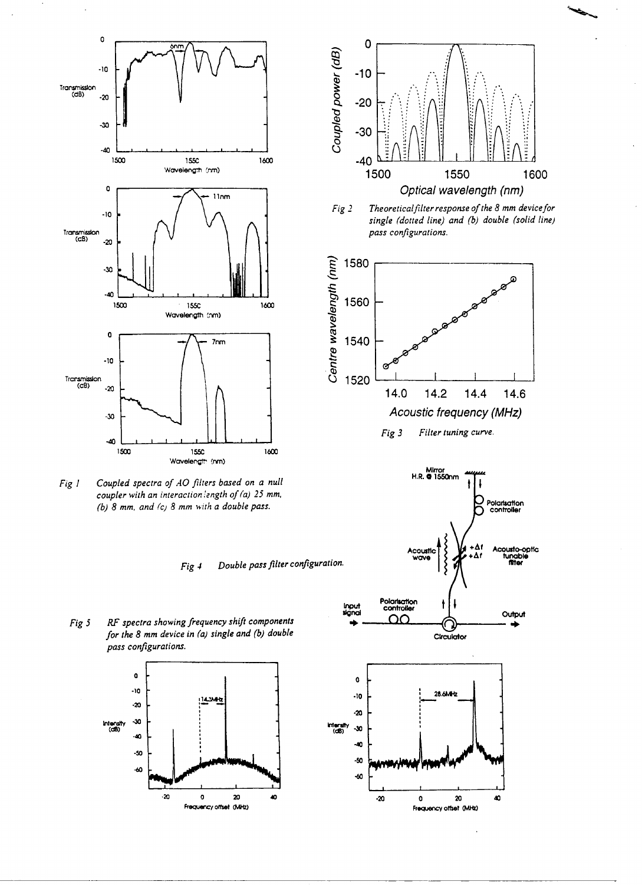0
-10
Transmission (dB)
-20
-30
-40
6nm
1500
1550
1600
Wavelength (nm)

0
-10
Transmission (dB)
-20
-30
-40
11nm
1500
1550
1600
Wavelength (nm)

0
-10
Transmission (dB)
-20
-30
-40
7nm
1500
1550
1600
Wavelength (nm)

Fig 1 *Coupled spectra of AO filters based on a null coupler with an interaction length of (a) 25 mm, (b) 8 mm, and (c) 8 mm with a double pass.*

0
-10
-20
-30
-40
Coupled power (dB)
1500
1550
1600
Optical wavelength (nm)

Fig 2 *Theoretical filter response of the 8 mm device for single (dotted line) and (b) double (solid line) pass configurations.*

1580
1560
1540
1520
Centre wavelength (nm)
14.0
14.2
14.4
14.6
Acoustic frequency (MHz)

Fig 3 *Filter tuning curve.*

Mirror H.R. @ 1550nm
Polarisation controller
Acoustic wave
+Δf
+Δf
Acousto-optic tunable filter
Input signal
Polarisation controller
Circulator
Output

Fig 4 *Double pass filter configuration.*

Fig 5 *RF spectra showing frequency shift components for the 8 mm device in (a) single and (b) double pass configurations.*

0
-10
-20
Intensity (dB)
-30
-40
-50
-60
14.3MHz
-20
0
20
40
Frequency offset (MHz)

0
-10
-20
Intensity (dB)
-30
-40
-50
-60
28.6MHz
-20
0
20
40
Frequency offset (MHz)